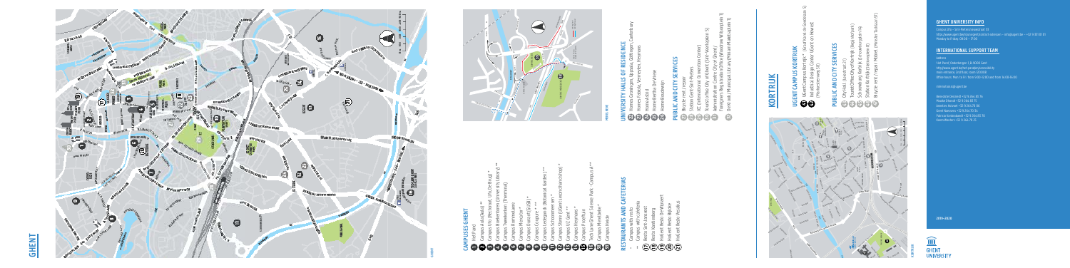# GHENT

## CAMPUSES GHENT

- Het Pand
- 1 Campus Aula (Aula)
- 2 Campus Ufo (Rectoraat, Ufo, De Brug) *
- 3 Campus Boekentoren (University Library) **
- 4 Campus Tweekerken (Therminal)
- 5 Campus Rommelaere
- 6 Campus Mercator *
- 7 Campus Dunant (GUSB) *
- 8 Campus Coupure * **
- 9 Campus Ledeganck (Botanical Garden) **
- 10 Campus Schoonmeersen *
- 11 Campus Sterre (Ufo/Sterre/Ufo/Jozef Plateau *)
- 12 Campus UZ Gent **
- 13 Campus Heymans *
- 14 Campus Proeftuin
- 15 Tech Lane Ghent Science Park - Campus A **
- 16 Campus Merelbeke *
- 17 Campus Heide

## RESTAURANTS AND CAFETERIAS

- * Campus with resto
- ** Campus with cafetaria
- 17 Resto Sint-Jansvest
- 18 Resto Kantienberg
- 19 HoGent Resto De Wijnaert
- 20 HoGent Resto Bijloke
- 21 HoGent Resto Vesalius

## UNIVERSITY HALLS OF RESIDENCE

- 22 Home Groningen, Uppsala, Göttingen, Canterbury
- 23 Home Fabiola, Vermeylen, Heymans
- 24 Home Astrid
- 25 Home Bertha De Vriese
- 26 Home Boudewijn

## PUBLIC AND CITY SERVICES

- 27 Bicycle rent / repair
- 28 Station Gent-Sint-Pieters
- 29 ICC (International Convention Center)
- 30 Tourist office City of Ghent (Sint-Veerleplein 5)
- 31 Administrative Centre City of Ghent / Foreigners Registration Office (Woodrow Wilsonplein 1)
- 32 De Krook (Municipal Library) (Miriam Makebaplein 1)

# KORTRIJK

## UGENT CAMPUS KORTRIJK

- 1 UGent Campus Kortrijk * (Graaf Karel de Goedelaan 5)
- 2 Industrial Design Center UGent en Howest (Marksesteenweg 58)

## PUBLIC AND CITY SERVICES

- 3 City Hall (Grote Markt 27)
- 4 Tourist Office City of Kortrijk (Begijnhofpark)
- 5 Schouwburg Kortrijk (Schouwburgplein 14)
- 6 Station Kortrijk (Stationsplein 8)
- 7 Bicycle rent / repair Mobiel (Meester Tanghestraat 57)

## GHENT UNIVERSITY INFO

Campus Ufo – Sint-Pietersnieuwstraat 33
https://www.ugent.be/prospect/en/administration – info@ugent.be – +32 9 331 01 01
Monday to Friday, 09:00 – 17:00

## INTERNATIONAL SUPPORT TEAM

Address
Het Pand, Onderbergen 1, B-9000 Gent
http://www.ugent.be/en/ghentuniv/mobility
Iedereen welkom, 2nd floor, room 120.008
Office hours: Mon to Fri: from 9:00-12:00 and from 14:00-16:00

international@ugent.be

Benedicte Devoldere +32 9 264 80 76
Maaike Dhondt +32 9 264 83 75
Annelies Ackaert +32 9 264 78 66
Griet Naessens +32 9 264 83 34
Patricia Vanderplaetse +32 9 264 80 70
Karen Wouters +32 9 264 78 26

2019–2020

GHENT UNIVERSITY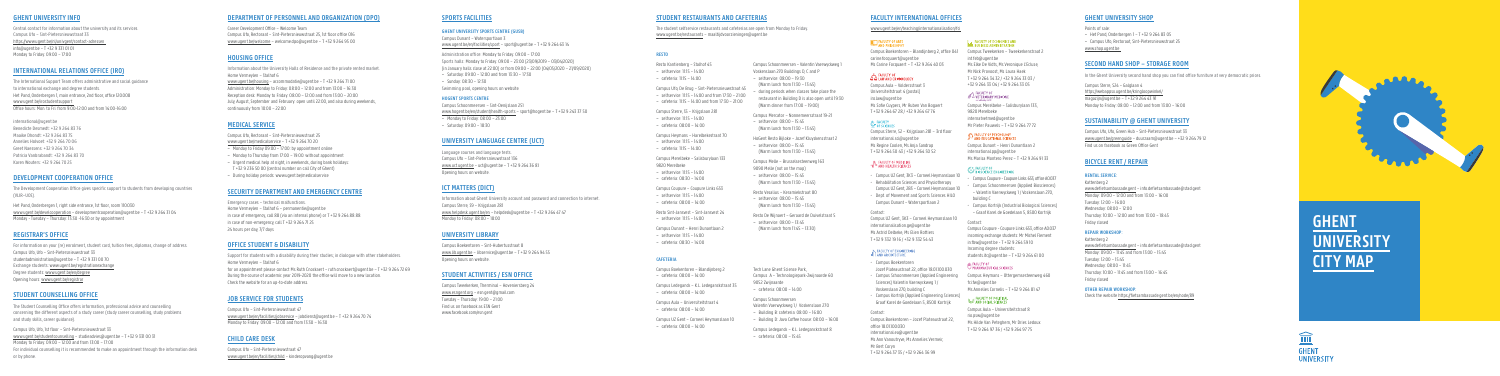# GHENT UNIVERSITY INFO

Central contact for information about the university and its services
Campus Ufo – Sint-Pietersnieuwstraat 33
https://www.ugent.be/en/ugent/contact-address
info@ugent.be – T +32 9 331 01 01
Monday to Friday, 09:00 – 17:00

# INTERNATIONAL RELATIONS OFFICE (IRO)

The International Support Team offers administrative and social guidance for international exchange and degree students.
Het Pand, Onderbergen 1, main entrance, 2nd floor, office 120.008
www.ugent.be/incomingsupport
Office hours: Mon. to Fri. from 9:00–12:00 and from 14:00–16:00

internationalsupport@ugent.be
Benedicte Desmedt: +32 9 264 83 74
Mieke Meirsman: +32 9 264 83 75
Anneleen Haesaert: +32 9 264 70 46
Laure Hiagesso: +32 9 264 70 34
Patricia Vandenbroeck: +32 9 264 83 30
Karen Reuters: +32 9 264 70 35

# DEVELOPMENT COOPERATION OFFICE

The Development Cooperation Office gives specific support to students from developing countries (non-UCG).
Het Pand, Onderbergen 1, right side entrance, 1st floor, room 100.080
www.ugent.be/developmentcooperation – developmentcooperation@ugent.be – T +32 9 264 31 04
Monday – Tuesday – Thursday 13:30 – 16:00 or by appointment

# REGISTRAR'S OFFICE

For information on your (re) enrolment, student card, tuition fees, diplomas, change of address.
Campus Ufo, Sint-Pietersnieuwstraat 33
studentadministration@ugent.be – T +32 9 331 00 70
Exchange students: www.ugent.be/registrationexchange
Degree students: www.ugent.be/registrar
Opening hours: www.ugent.be/registrar

# STUDENT COUNSELLING OFFICE

The Student Counselling Office offers information, professional advice and counselling concerning the different aspects of a study career (study career counselling, study problems and study skills, career guidance).

Campus Ufo, 3rd floor – Sint-Pietersnieuwstraat 33
www.ugent.be/studentcounselling – studieadvies@ugent.be – T +32 9 331 00 10
Monday to Friday: 09:00 – 12:00 and from 13:00 – 17:00
For individual counselling it is recommended to make an appointment through the information desk or by phone.

# DEPARTMENT OF PERSONNEL AND ORGANIZATION (DPO)

Career Development Office – Welcome Team
Campus Ufo, Rectoraat – Sint-Pietersnieuwstraat 25, 1st floor office G16
www.ugent.be/welcome – welcomedesk@ugent.be – T +32 9 264 95 09

# HOUSING OFFICE

Information about the University halls of Residence and the private rented market
Home Vermeylen – Stalhof 6
www.ugent.be/housing – accommodation@ugent.be – T +32 9 264 71 00
Administration: Monday to Friday: 09:00 – 12:00 and from 13:00 – 16:30
Reception desk: Monday to Friday: 09:00 – 12:00 and from 13:00 – 20:00
July, August, September and February: open until 22:00, and also during weekends, continuously from 10:00 – 22:00

# MEDICAL SERVICE

Campus Ufo, Rectoraat – Sint-Pietersnieuwstraat 25
www.ugent.be/medicalservice – T +32 9 264 70 20
– Monday to Friday 09:00 – 17:00: by appointment online
– Monday to Thursday from 17:00 – 19:00: without appointment
– Urgent medical help at night, in weekends, during bank holidays: T +32 9 216 50 80 (central number on call City of Ghent)
– During holiday periods: www.ugent.be/medicalservice

# SECURITY DEPARTMENT AND EMERGENCY CENTRE

Emergency cases – technical malfunctions
Home Vermeylen – Stalhof 6 – permanentie@ugent.be
In case of emergency, call 68 (via an internal phone) or T +32 9 264 88 88
In case of non-emergency call T +32 9 264 71 25
24 hours per day, 7/7 days

# OFFICE STUDENT & DISABILITY

Support for students with a disability during their studies, in dialogue with other stakeholders.
Home Vermeylen – Stalhof 6
For an appointment please contact Ms Ruth Crookaert – ruth.crookaert@ugent.be – T +32 9 264 72 69
During the course of academic year 2019-2020, the office will move to a new location.
Check the website for an up-to-date address.

# JOB SERVICE FOR STUDENTS

Campus Ufo – Sint-Pietersnieuwstraat 47
www.ugent.be/en/facilities/jobservice – jobstudent@ugent.be – T +32 9 264 70 74
Monday to Friday: 09:00 – 12:00 and from 13:00 – 16:00

# CHILD CARE DESK

Campus Ufo – Sint-Pietersnieuwstraat 47
www.ugent.be/en/facilities/kids – kinderopvang@ugent.be

# SPORTS FACILITIES

**GHENT UNIVERSITY SPORTS CENTRE (GUSB)**

Campus Overpoort – Watersportlaan 4
www.ugent.be/en/facilities/sport – sport@ugent.be – T +32 9 264 63 14
Administration office: Monday to Friday: 09:00 – 17:00
Sports halls: Monday to Friday: 09:00 – 23:00 (30/09/2019 – 17/05/2020)
(in January: halls close at 22:00) or from 14:00 – 22:00 (25/05/2020 – 27/09/2020)
– Saturday: 09:00 – 12:00 and from 13:30 – 17:30
– Sunday: 08:30 – 12:30
Swimming pool, opening hours on website

**HOGENT SPORTS CENTRE**

Campus Schoonmeersen – Sint-Denijslaan 251
www.hogent.be/en/student/health-sport/ – sport@hogent.be – T +32 9 243 37 30
– Monday to Friday: 08:00 – 23:00
– Saturday: 09:00 – 18:00

# UNIVERSITY LANGUAGE CENTRE (UCT)

Language courses and language tests
Campus Ufo – Sint-Pietersnieuwstraat 136
www.uct.ugent.be – uct@ugent.be – T +32 9 264 36 80
Opening hours on website

# ICT MATTERS (DICT)

Information about Ghent University account and password and connection to internet.
Campus Sterre, S9 – Krijgslaan 281
www.helpdesk.ugent.be/en – helpdesk@ugent.be – T +32 9 264 47 47
Monday to Friday 08:00 – 18:00

# UNIVERSITY LIBRARY

Campus Boekentoren – Sint-Hubertusstraat 8
www.lib.ugent.be – bibservice@ugent.be – T +32 9 264 94 13
Opening hours on website

# STUDENT ACTIVITIES / ESN OFFICE

Campus Tweekerken, Therminal – Hoveniersberg 24
www.esngent.org – esn.gent@gmail.com
Tuesday – Thursday: 19:00 – 21:00
Find us on Facebook as ESN Gent
www.facebook.com/esngent

# STUDENT RESTAURANTS AND CAFETERIAS

The student cafeterias restaurants and cafeterias are open from Monday to Friday.
www.ugent.be/en/facilities – foodpolysaveragent@ugent.be

**RESTO**

Resto Kantienberg – Stalhof 45
– lunchservice: 11:15 – 14:00
– cafeteria: 11:15 – 14:00

Campus Ufo, De Brug – Sint-Pietersnieuwstraat 45
– lunchservice: 11:15 – 14:00 and from 17:30 – 21:00
– cafeteria: 11:15 – 14:00 and from 17:30 – 21:00

Campus Sterre, S5 – Krijgslaan 281
– lunchservice: 11:15 – 14:00
– cafeteria: 11:15 – 14:00

Campus Heymans – Heidebergstraat 70
– lunchservice: 11:15 – 14:00
– cafeteria: 11:15 – 14:00

Campus Merelbeke – Salisburylaan 133
9820 Merelbeke
– lunchservice: 11:15 – 14:00
– cafeteria: 08:30 – 14:00

Campus Coupure – Coupure Links 653
– lunchservice: 11:15 – 14:00
– cafeteria: 08:00 – 14:00

Resto Sint-Jansvest – Sint-Jansvest 26
– lunchservice: 11:15 – 14:00

Campus Dunant – Henri Dunantlaan 2
– lunchservice: 11:15 – 14:00
– cafeteria: 08:30 – 14:00

**CAFETERIA**

Campus Boekentoren – Blandijnberg 2
– cafeteria: 08:00 – 16:00

Campus Ledeganck – K.L. Ledeganckstraat 35
– cafeteria: 08:00 – 16:00

Campus Aula – Universiteitstraat 6
– cafeteria: 08:00 – 16:00

Campus UZ Gent – Corneel Heymanslaan 10
– cafeteria: 08:00 – 16:00

Campus Schoonmeersen – Valentin Vaerwyckweg 1
Voskenslaan 270 (buildings B, C and P)
– lunchservice: 08:00 – 19:30
(Warm lunch from 11:30 – 13:45)
– during periods when classes take place the restaurant in Building D is also open until 19:00 (Warm dinner from 17:00 – 19:00)

Campus Mercator – Noordstraat/straat 19-21
– lunchservice: 08:00 – 15:45
(Warm lunch from 11:30 – 13:30)

Hoboken Resto Bijloke – Jozef Kluyskensstraat 2
– lunchservice: 08:00 – 15:45
(Warm lunch from 11:30 – 13:45)

Campus Melle – Brusselsesteenweg 153
9090 Melle (not on the map)
– lunchservice: 08:00 – 15:45
(Warm lunch from 11:30 – 13:45)

Resto Vesalius – Hoveniersstraat 80
– lunchservice: 08:00 – 15:45
(Warm lunch from 11:30 – 13:45)

Resto De Rijvoort – Geraard de Duivelstraat 5
– lunchservice: 08:00 – 15:45
(Warm lunch from 11:45 – 13:30)

Tech Lane Ghent Science Park,
Campus A – Technologiepark Zwijnaarde 60
9052 Zwijnaarde
– cafeteria: 08:00 – 16:00

Campus Schoonmeersen
Valentin Vaerwyckweg 1 / Voskenslaan 270
– Building B: cafeteria: 08:00 – 16:30
– Building D: Java Coffee house: 08:00 – 16:00

Campus Ledeganck – K.L. Ledeganckstraat 8
– cafeteria: 08:00 – 15:45

# FACULTY INTERNATIONAL OFFICES

www.ugent.be/en/ugent/internationalcontacts

**FACULTY OF ARTS AND PHILOSOPHY**

Campus Boekentoren – Blandijnberg 2, office 0.17
exchange.lw@ugent.be
Ms Celine Cloquet – T +32 9 264 40 05

**FACULTY OF LAW AND CRIMINOLOGY**

Campus Aula – Voldersstraat 3
iso.rechten@ugent.be (Voldersstraat 3)
rechten@ugent.be
Ms Sofie Cuppers, Mr Ruben Verhoeven
T +32 9 264 67 20 / +32 9 264 67 76

**FACULTY OF SCIENCES**

Campus Sterre, S2 – Krijgslaan 281 – 3rd floor
internationalisation.sc@ugent.be
Ms Regine Coeters, Ms Anja Landrup
T +32 9 264 50 60 / +32 9 264 50 52

**FACULTY OF MEDICINE AND HEALTH SCIENCES**

– Campus UZ Gent, 3K3 – Corneel Heymanslaan 10
– Rehabilitation Sciences and Physiotherapy,
Campus UZ Gent, 3B3 – Corneel Heymanslaan 10
– Dept. of Movement and Sports Sciences HILO
Campus Dunant – Watersportlaan 2

Contact:
Campus UZ Gent, 3K3 – Corneel Heymanslaan 10
internationalisation.ge@ugent.be
Ms Astrid Crabeke, Ms Claire Kettens
T +32 9 332 19 06 / +32 9 332 54 43

**FACULTY OF ENGINEERING AND ARCHITECTURE**

– Campus Boekentoren
Jozef Plateaustraat 22, office 110.100.030
– Campus Schoonmeersen (Applied Engineering Sciences) Valentin Vaerwyckweg 1,
Voskenslaan 270, building C
– Campus Kortrijk (Applied Engineering Sciences)
Graaf Karel de Goedelaan 5, 8500 Kortrijk

Contact:
Campus Boekentoren – Jozef Plateaustraat 22,
office 110.100.030
internationalea@ugent.be
Ms Ann Vanrutsfoer, Ms Anneleen Verneir,
Mr Bart Cuyx
T +32 9 264 57 15 / +32 9 264 36 98

**FACULTY OF ECONOMICS AND BUSINESS ADMINISTRATION**

Campus Tweekerken – Tweekerkenstraat 2
int.feb@ugent.be
Ms Elke De Witte, Ms Veronique Bichuys
Mr Malik Provoost, Ms Laura Heeb
T +32 9 264 34 92 / +32 9 264 33 01 /
+32 9 264 35 06 / +32 9 264 33 65

**FACULTY OF VETERINARY MEDICINE**

Campus Merelbeke – Salisburylaan 133,
9820 Merelbeke
internationaldi@ugent.be
Mr Pieter Mauwels – T +32 9 264 77 72

**FACULTY OF PSYCHOLOGY AND EDUCATIONAL SCIENCES**

Campus Dunant – Henri Dunantlaan 2
internationalpp@ugent.be
Ms Marcia Montero-Perez – T +32 9 264 91 33

**FACULTY OF BIOSCIENCE ENGINEERING**

– Campus Coupure – Coupure Links 653, office A0.037
– Campus Schoonmeersen (Applied Biosciences)
– Valentin Vaerwyckweg 1 / Voskenslaan 270,
Building C
– Campus Kortrijk (Industrial Biological Sciences)
– Graaf Karel de Goedelaan 5, 8500 Kortrijk

Contact:
Campus Coupure – Coupure Links 653, office A0.037
incoming exchange students: Mr Michiel Vermeuil
in.fbw@ugent.be – T +32 9 264 59 13
incoming degree students:
students.fbi@ugent.be – T +32 9 264 61 03

**FACULTY OF PHARMACEUTICAL SCIENCES**

Campus Heymans – Ottergemsesteenweg 460
fw.fwi@ugent.be
Ms Anneleen Eurnelis – T +32 9 264 81 67

**FACULTY OF POLITICAL AND SOCIAL SCIENCES**

Campus Aula – Universiteitstraat 8
ps.pss@ugent.be
Ms Helen Van Pelegehem, Mr Bram Lebeau
T +32 9 264 67 36 / +32 9 264 67 75

# GHENT UNIVERSITY SHOP

Points of sale:
– Het Pand, Onderbergen 1 – T +32 9 264 83 35
– Campus Ufo, Rectoraat, Sint-Pietersnieuwstraat 25
www.shop.ugent.be

# SECOND HAND SHOP – STORAGE ROOM

In the Ghent University second-hand shop you can find office furniture at very democratic prices.

Campus Sterre, S26 – Krijgslaan 6
https://webapps.ugent.be/storageroom/
Ifalgesto@ugent.be – T +32 9 264 61 19
Monday to Friday: 08:00 – 12:00 and from 13:00 – 16:00

# SUSTAINABILITY @ GHENT UNIVERSITY

Campus Ufo, Ufo, Green Hub – Sint-Pietersnieuwstraat 55
www.ugent.be/greenoffice – duurzaam@ugent.be – +32 9 264 79 12
Find us on Facebook as Green Office Gent

# BICYCLE RENT / REPAIR

**RENTAL SERVICE**

Kattenberg 2
www.ufefietsenservice.be/ugent – info@fietsenstationsgent.be
Monday: 09:00 – 12:00 and from 13:00 – 16:00
Tuesday: 12:00 – 16:00
Wednesday: 08:00 – 12:00
Thursday: 10:00 – 12:00 and from 13:00 – 18:45
Friday: closed

**REPAIR WORKSHOP**

Kattenberg 2
www.ufefietsenservice.be/ugent – info@fietsenstationsgent.be
Monday: 09:00 – 11:45 and from 13:00 – 15:45
Tuesday: 12:00 – 15:45
Wednesday: 08:00 – 11:45
Thursday: 10:00 – 11:45 and from 13:00 – 18:45
Friday: closed

**OTHER REPAIR WORKSHOP**

Check the website https://fietsenrecuscamiljenet/website/98

# GHENT UNIVERSITY CITY MAP

GHENT UNIVERSITY